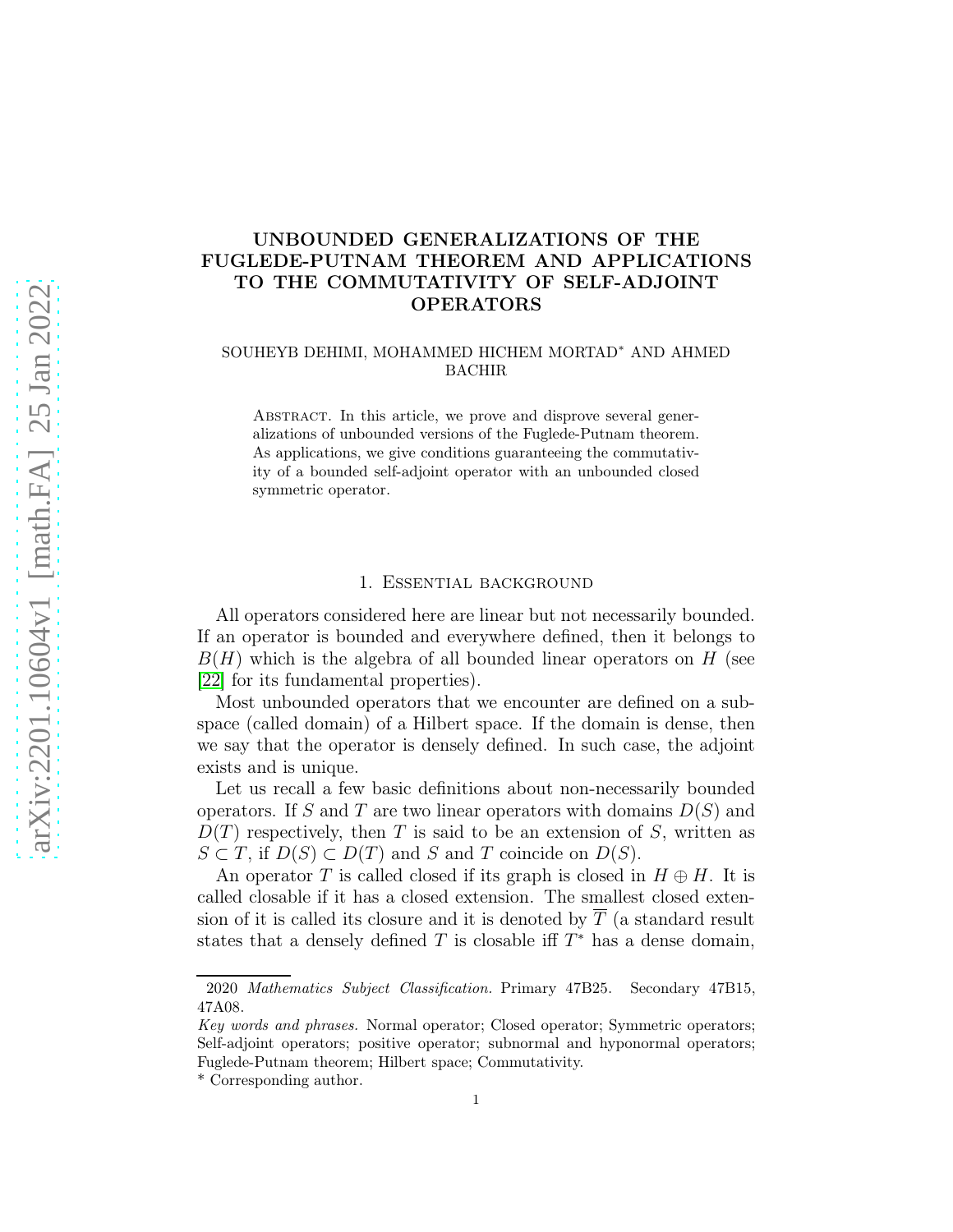# UNBOUNDED GENERALIZATIONS OF THE FUGLEDE-PUTNAM THEOREM AND APPLICATIONS TO THE COMMUTATIVITY OF SELF-ADJOINT OPERATORS

SOUHEYB DEHIMI, MOHAMMED HICHEM MORTAD* AND AHMED BACHIR

Abstract. In this article, we prove and disprove several generalizations of unbounded versions of the Fuglede-Putnam theorem. As applications, we give conditions guaranteeing the commutativity of a bounded self-adjoint operator with an unbounded closed symmetric operator.

## 1. Essential background

All operators considered here are linear but not necessarily bounded. If an operator is bounded and everywhere defined, then it belongs to $B(H)$ which is the algebra of all bounded linear operators on $H$ (see [22] for its fundamental properties).

Most unbounded operators that we encounter are defined on a subspace (called domain) of a Hilbert space. If the domain is dense, then we say that the operator is densely defined. In such case, the adjoint exists and is unique.

Let us recall a few basic definitions about non-necessarily bounded operators. If $S$ and $T$ are two linear operators with domains $D(S)$ and $D(T)$ respectively, then $T$ is said to be an extension of $S$, written as $S \subset T$, if $D(S) \subset D(T)$ and $S$ and $T$ coincide on $D(S)$.

An operator $T$ is called closed if its graph is closed in $H \oplus H$. It is called closable if it has a closed extension. The smallest closed extension of it is called its closure and it is denoted by $\overline{T}$ (a standard result states that a densely defined $T$ is closable iff $T^*$ has a dense domain,

2020 *Mathematics Subject Classification.* Primary 47B25. Secondary 47B15, 47A08.

*Key words and phrases.* Normal operator; Closed operator; Symmetric operators; Self-adjoint operators; positive operator; subnormal and hyponormal operators; Fuglede-Putnam theorem; Hilbert space; Commutativity.

\* Corresponding author.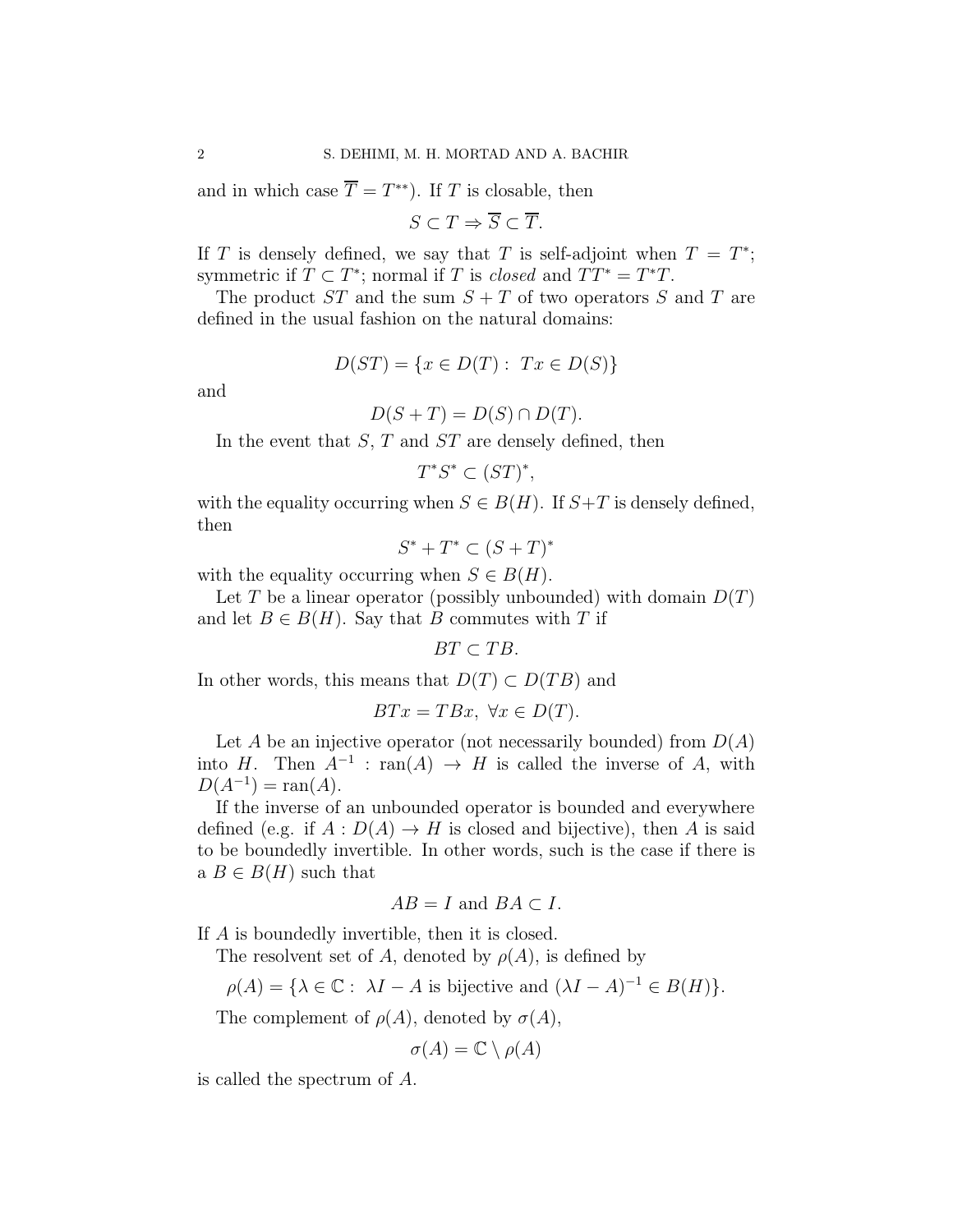and in which case $\overline{T} = T^{**}$). If $T$ is closable, then

$$S \subset T \Rightarrow \overline{S} \subset \overline{T}.$$

If $T$ is densely defined, we say that $T$ is self-adjoint when $T = T^*$; symmetric if $T \subset T^*$; normal if $T$ is *closed* and $TT^* = T^*T$.

The product $ST$ and the sum $S+T$ of two operators $S$ and $T$ are defined in the usual fashion on the natural domains:

$$D(ST) = \{x \in D(T) : \; Tx \in D(S)\}$$

and

$$D(S+T) = D(S) \cap D(T).$$

In the event that $S$, $T$ and $ST$ are densely defined, then

$$T^*S^* \subset (ST)^*,$$

with the equality occurring when $S \in B(H)$. If $S+T$ is densely defined, then

$$S^* + T^* \subset (S+T)^*$$

with the equality occurring when $S \in B(H)$.

Let $T$ be a linear operator (possibly unbounded) with domain $D(T)$ and let $B \in B(H)$. Say that $B$ commutes with $T$ if

$$BT \subset TB.$$

In other words, this means that $D(T) \subset D(TB)$ and

$$BTx = TBx, \; \forall x \in D(T).$$

Let $A$ be an injective operator (not necessarily bounded) from $D(A)$ into $H$. Then $A^{-1} : \operatorname{ran}(A) \to H$ is called the inverse of $A$, with $D(A^{-1}) = \operatorname{ran}(A)$.

If the inverse of an unbounded operator is bounded and everywhere defined (e.g. if $A : D(A) \to H$ is closed and bijective), then $A$ is said to be boundedly invertible. In other words, such is the case if there is a $B \in B(H)$ such that

$$AB = I \text{ and } BA \subset I.$$

If $A$ is boundedly invertible, then it is closed.

The resolvent set of $A$, denoted by $\rho(A)$, is defined by

$$\rho(A) = \{\lambda \in \mathbb{C} : \; \lambda I - A \text{ is bijective and } (\lambda I - A)^{-1} \in B(H)\}.$$

The complement of $\rho(A)$, denoted by $\sigma(A)$,

$$\sigma(A) = \mathbb{C} \setminus \rho(A)$$

is called the spectrum of $A$.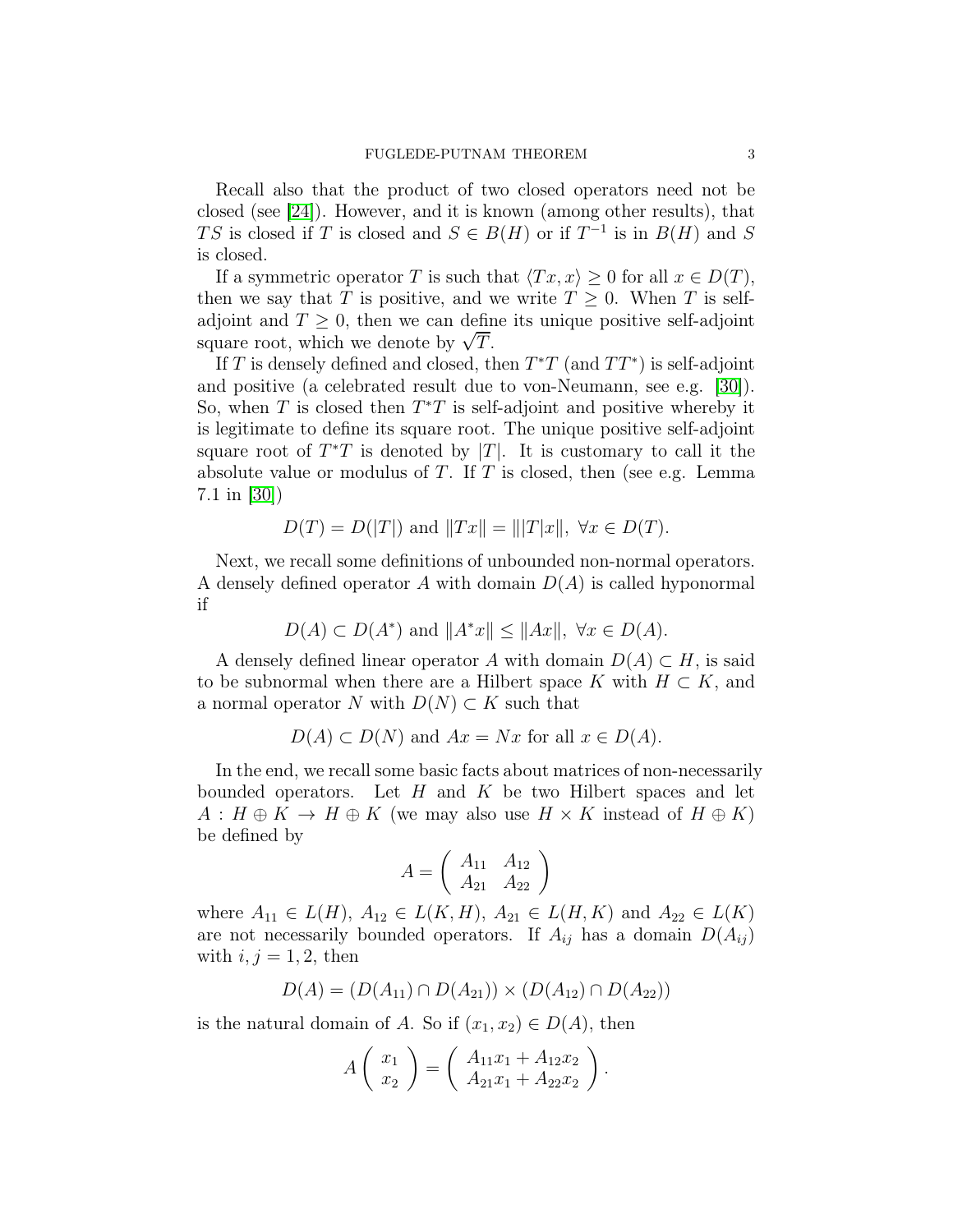Recall also that the product of two closed operators need not be closed (see [24]). However, and it is known (among other results), that $TS$ is closed if $T$ is closed and $S \in B(H)$ or if $T^{-1}$ is in $B(H)$ and $S$ is closed.

If a symmetric operator $T$ is such that $\langle Tx, x\rangle \geq 0$ for all $x \in D(T)$, then we say that $T$ is positive, and we write $T \geq 0$. When $T$ is self-adjoint and $T \geq 0$, then we can define its unique positive self-adjoint square root, which we denote by $\sqrt{T}$.

If $T$ is densely defined and closed, then $T^*T$ (and $TT^*$) is self-adjoint and positive (a celebrated result due to von-Neumann, see e.g. [30]). So, when $T$ is closed then $T^*T$ is self-adjoint and positive whereby it is legitimate to define its square root. The unique positive self-adjoint square root of $T^*T$ is denoted by $|T|$. It is customary to call it the absolute value or modulus of $T$. If $T$ is closed, then (see e.g. Lemma 7.1 in [30])

$$D(T) = D(|T|) \text{ and } \|Tx\| = \||T|x\|, \ \forall x \in D(T).$$

Next, we recall some definitions of unbounded non-normal operators. A densely defined operator $A$ with domain $D(A)$ is called hyponormal if

$$D(A) \subset D(A^*) \text{ and } \|A^*x\| \leq \|Ax\|, \ \forall x \in D(A).$$

A densely defined linear operator $A$ with domain $D(A) \subset H$, is said to be subnormal when there are a Hilbert space $K$ with $H \subset K$, and a normal operator $N$ with $D(N) \subset K$ such that

$$D(A) \subset D(N) \text{ and } Ax = Nx \text{ for all } x \in D(A).$$

In the end, we recall some basic facts about matrices of non-necessarily bounded operators. Let $H$ and $K$ be two Hilbert spaces and let $A : H \oplus K \to H \oplus K$ (we may also use $H \times K$ instead of $H \oplus K$) be defined by

$$A = \begin{pmatrix} A_{11} & A_{12} \\ A_{21} & A_{22} \end{pmatrix}$$

where $A_{11} \in L(H)$, $A_{12} \in L(K, H)$, $A_{21} \in L(H, K)$ and $A_{22} \in L(K)$ are not necessarily bounded operators. If $A_{ij}$ has a domain $D(A_{ij})$ with $i, j = 1, 2$, then

$$D(A) = (D(A_{11}) \cap D(A_{21})) \times (D(A_{12}) \cap D(A_{22}))$$

is the natural domain of $A$. So if $(x_1, x_2) \in D(A)$, then

$$A \begin{pmatrix} x_1 \\ x_2 \end{pmatrix} = \begin{pmatrix} A_{11}x_1 + A_{12}x_2 \\ A_{21}x_1 + A_{22}x_2 \end{pmatrix}.$$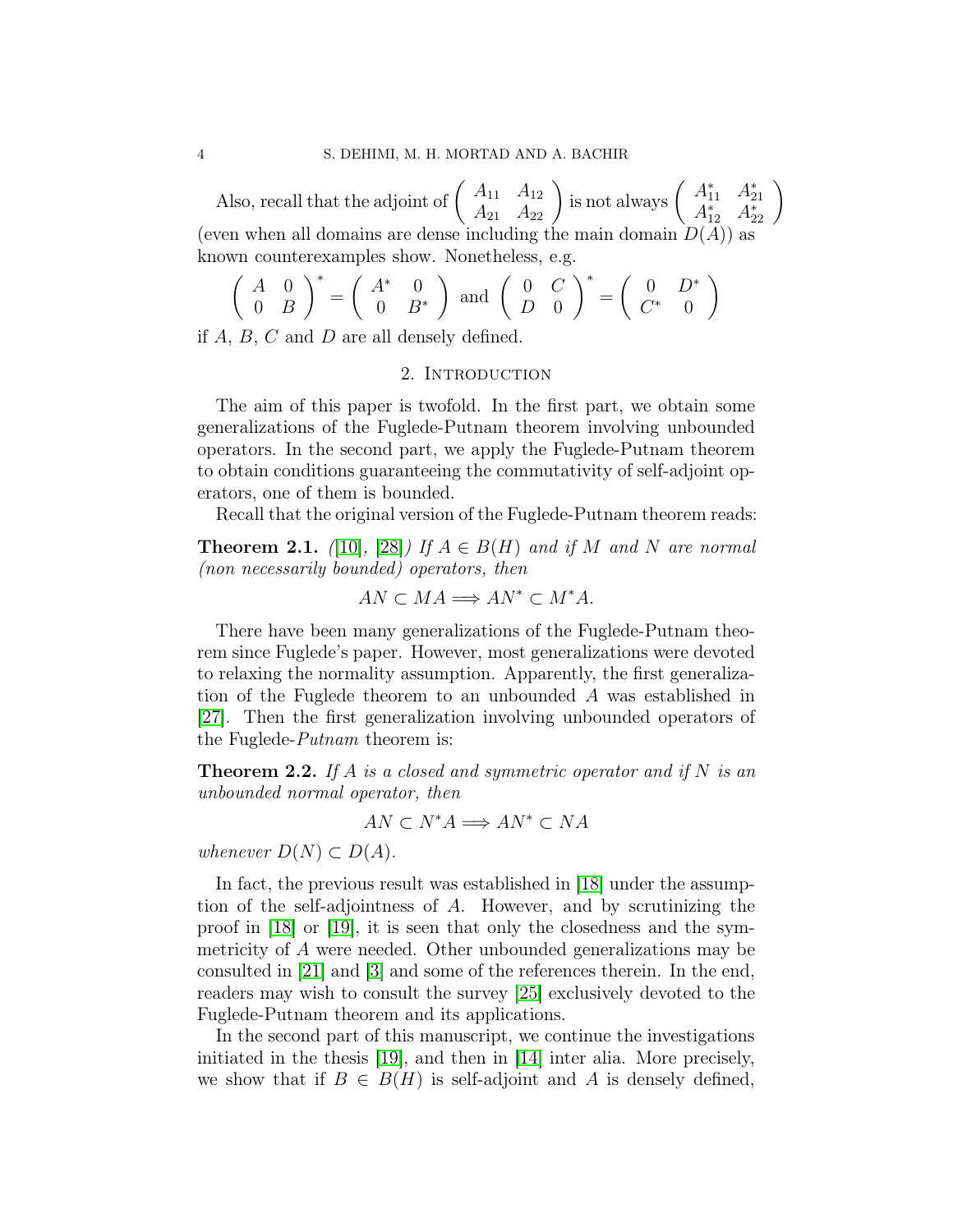Also, recall that the adjoint of $\begin{pmatrix} A_{11} & A_{12} \\ A_{21} & A_{22} \end{pmatrix}$ is not always $\begin{pmatrix} A_{11}^* & A_{21}^* \\ A_{12}^* & A_{22}^* \end{pmatrix}$ (even when all domains are dense including the main domain $D(A)$) as known counterexamples show. Nonetheless, e.g.

$$\begin{pmatrix} A & 0 \\ 0 & B \end{pmatrix}^* = \begin{pmatrix} A^* & 0 \\ 0 & B^* \end{pmatrix} \text{ and } \begin{pmatrix} 0 & C \\ D & 0 \end{pmatrix}^* = \begin{pmatrix} 0 & D^* \\ C^* & 0 \end{pmatrix}$$

if $A$, $B$, $C$ and $D$ are all densely defined.

## 2. Introduction

The aim of this paper is twofold. In the first part, we obtain some generalizations of the Fuglede-Putnam theorem involving unbounded operators. In the second part, we apply the Fuglede-Putnam theorem to obtain conditions guaranteeing the commutativity of self-adjoint operators, one of them is bounded.

Recall that the original version of the Fuglede-Putnam theorem reads:

**Theorem 2.1.** *([10], [28]) If $A \in B(H)$ and if $M$ and $N$ are normal (non necessarily bounded) operators, then*

$$AN \subset MA \Longrightarrow AN^* \subset M^*A.$$

There have been many generalizations of the Fuglede-Putnam theorem since Fuglede's paper. However, most generalizations were devoted to relaxing the normality assumption. Apparently, the first generalization of the Fuglede theorem to an unbounded $A$ was established in [27]. Then the first generalization involving unbounded operators of the Fuglede-*Putnam* theorem is:

**Theorem 2.2.** *If $A$ is a closed and symmetric operator and if $N$ is an unbounded normal operator, then*

$$AN \subset N^*A \Longrightarrow AN^* \subset NA$$

*whenever $D(N) \subset D(A)$.*

In fact, the previous result was established in [18] under the assumption of the self-adjointness of $A$. However, and by scrutinizing the proof in [18] or [19], it is seen that only the closedness and the symmetricity of $A$ were needed. Other unbounded generalizations may be consulted in [21] and [3] and some of the references therein. In the end, readers may wish to consult the survey [25] exclusively devoted to the Fuglede-Putnam theorem and its applications.

In the second part of this manuscript, we continue the investigations initiated in the thesis [19], and then in [14] inter alia. More precisely, we show that if $B \in B(H)$ is self-adjoint and $A$ is densely defined,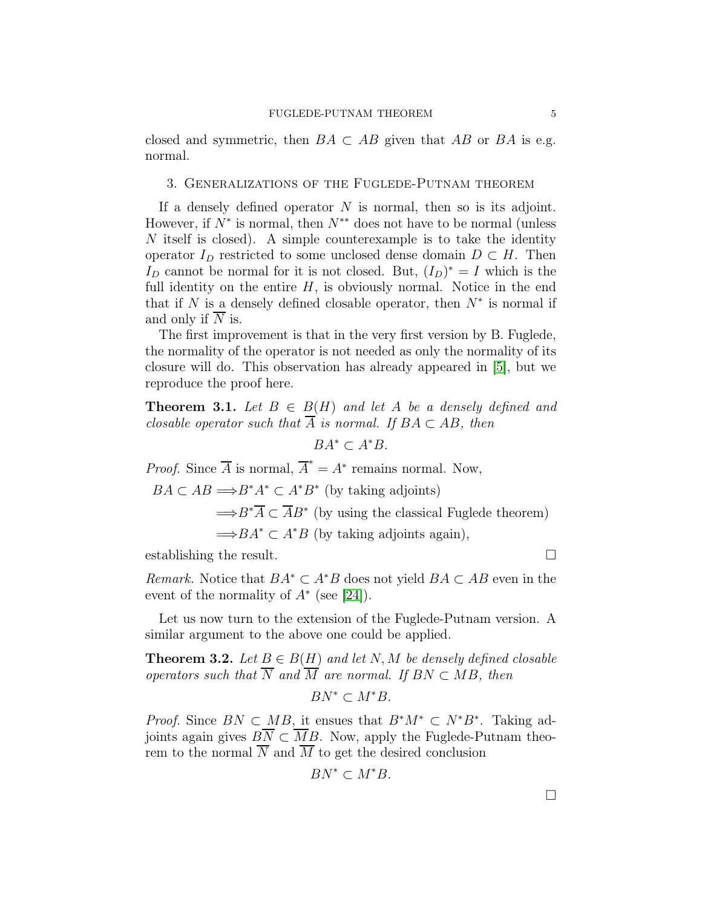closed and symmetric, then $BA \subset AB$ given that $AB$ or $BA$ is e.g. normal.

## 3. Generalizations of the Fuglede-Putnam theorem

If a densely defined operator $N$ is normal, then so is its adjoint. However, if $N^*$ is normal, then $N^{**}$ does not have to be normal (unless $N$ itself is closed). A simple counterexample is to take the identity operator $I_D$ restricted to some unclosed dense domain $D \subset H$. Then $I_D$ cannot be normal for it is not closed. But, $(I_D)^* = I$ which is the full identity on the entire $H$, is obviously normal. Notice in the end that if $N$ is a densely defined closable operator, then $N^*$ is normal if and only if $\overline{N}$ is.

The first improvement is that in the very first version by B. Fuglede, the normality of the operator is not needed as only the normality of its closure will do. This observation has already appeared in [5], but we reproduce the proof here.

**Theorem 3.1.** *Let $B \in B(H)$ and let $A$ be a densely defined and closable operator such that $\overline{A}$ is normal. If $BA \subset AB$, then*

$$BA^* \subset A^*B.$$

*Proof.* Since $\overline{A}$ is normal, $\overline{A}^* = A^*$ remains normal. Now,

$$\begin{aligned}
BA \subset AB &\Longrightarrow B^*A^* \subset A^*B^* \text{ (by taking adjoints)}\\
&\Longrightarrow B^*\overline{A} \subset \overline{A}B^* \text{ (by using the classical Fuglede theorem)}\\
&\Longrightarrow BA^* \subset A^*B \text{ (by taking adjoints again),}
\end{aligned}$$

establishing the result. □

*Remark.* Notice that $BA^* \subset A^*B$ does not yield $BA \subset AB$ even in the event of the normality of $A^*$ (see [24]).

Let us now turn to the extension of the Fuglede-Putnam version. A similar argument to the above one could be applied.

**Theorem 3.2.** *Let $B \in B(H)$ and let $N, M$ be densely defined closable operators such that $\overline{N}$ and $\overline{M}$ are normal. If $BN \subset MB$, then*

$$BN^* \subset M^*B.$$

*Proof.* Since $BN \subset MB$, it ensues that $B^*M^* \subset N^*B^*$. Taking adjoints again gives $B\overline{N} \subset \overline{M}B$. Now, apply the Fuglede-Putnam theorem to the normal $\overline{N}$ and $\overline{M}$ to get the desired conclusion

$$BN^* \subset M^*B.$$

□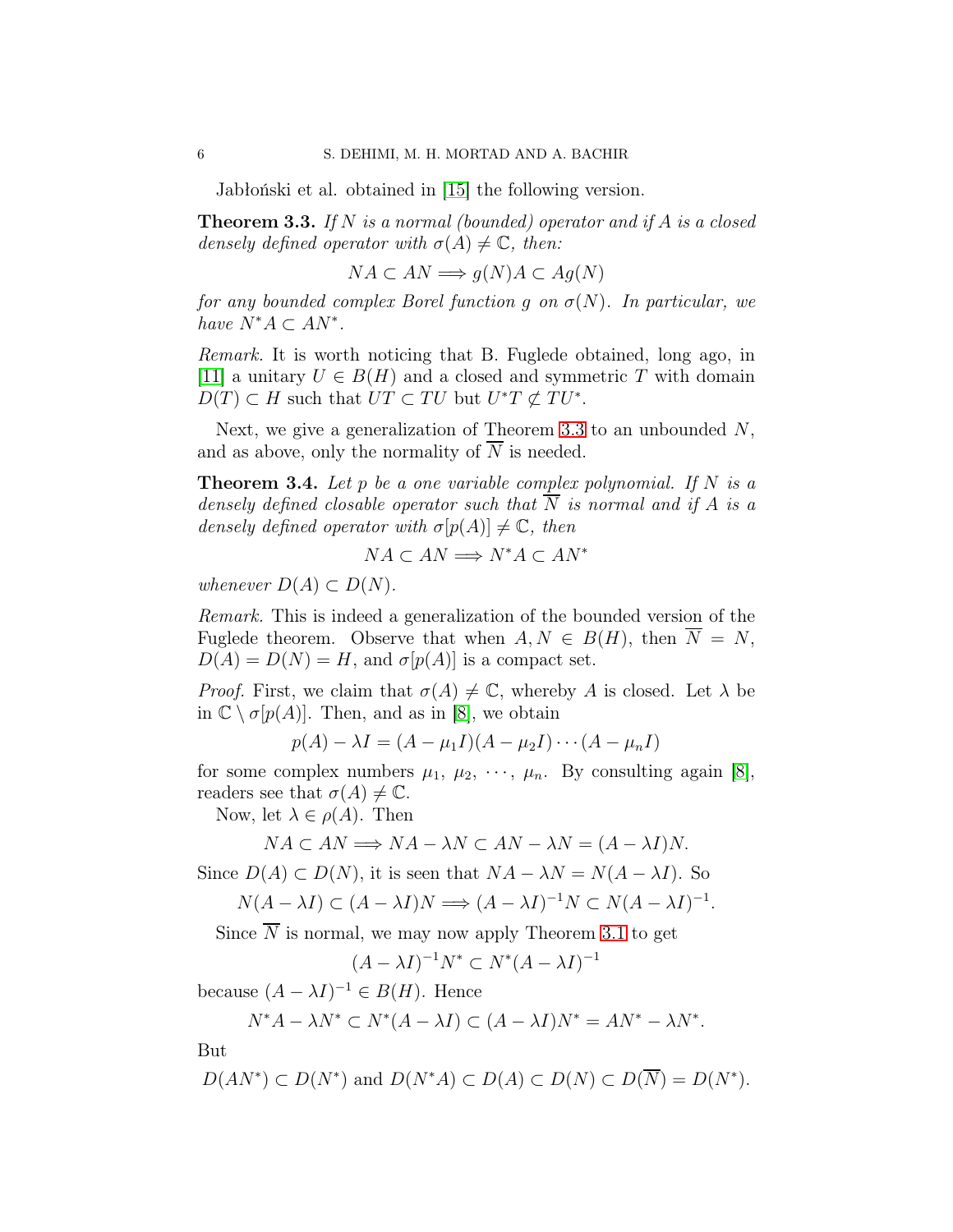Jabłoński et al. obtained in [15] the following version.

**Theorem 3.3.** *If $N$ is a normal (bounded) operator and if $A$ is a closed densely defined operator with $\sigma(A) \neq \mathbb{C}$, then:*

$$NA \subset AN \Longrightarrow g(N)A \subset Ag(N)$$

*for any bounded complex Borel function $g$ on $\sigma(N)$. In particular, we have $N^*A \subset AN^*$.*

*Remark.* It is worth noticing that B. Fuglede obtained, long ago, in [11] a unitary $U \in B(H)$ and a closed and symmetric $T$ with domain $D(T) \subset H$ such that $UT \subset TU$ but $U^*T \not\subset TU^*$.

Next, we give a generalization of Theorem 3.3 to an unbounded $N$, and as above, only the normality of $\overline{N}$ is needed.

**Theorem 3.4.** *Let $p$ be a one variable complex polynomial. If $N$ is a densely defined closable operator such that $\overline{N}$ is normal and if $A$ is a densely defined operator with $\sigma[p(A)] \neq \mathbb{C}$, then*

$$NA \subset AN \Longrightarrow N^*A \subset AN^*$$

*whenever $D(A) \subset D(N)$.*

*Remark.* This is indeed a generalization of the bounded version of the Fuglede theorem. Observe that when $A, N \in B(H)$, then $\overline{N} = N$, $D(A) = D(N) = H$, and $\sigma[p(A)]$ is a compact set.

*Proof.* First, we claim that $\sigma(A) \neq \mathbb{C}$, whereby $A$ is closed. Let $\lambda$ be in $\mathbb{C} \setminus \sigma[p(A)]$. Then, and as in [8], we obtain

$$p(A) - \lambda I = (A - \mu_1 I)(A - \mu_2 I) \cdots (A - \mu_n I)$$

for some complex numbers $\mu_1, \mu_2, \cdots, \mu_n$. By consulting again [8], readers see that $\sigma(A) \neq \mathbb{C}$.

Now, let $\lambda \in \rho(A)$. Then

$$NA \subset AN \Longrightarrow NA - \lambda N \subset AN - \lambda N = (A - \lambda I)N.$$

Since $D(A) \subset D(N)$, it is seen that $NA - \lambda N = N(A - \lambda I)$. So

$$N(A - \lambda I) \subset (A - \lambda I)N \Longrightarrow (A - \lambda I)^{-1}N \subset N(A - \lambda I)^{-1}.$$

Since $\overline{N}$ is normal, we may now apply Theorem 3.1 to get

$$(A - \lambda I)^{-1}N^* \subset N^*(A - \lambda I)^{-1}$$

because $(A - \lambda I)^{-1} \in B(H)$. Hence

$$N^*A - \lambda N^* \subset N^*(A - \lambda I) \subset (A - \lambda I)N^* = AN^* - \lambda N^*.$$

But

$$D(AN^*) \subset D(N^*) \text{ and } D(N^*A) \subset D(A) \subset D(N) \subset D(\overline{N}) = D(N^*).$$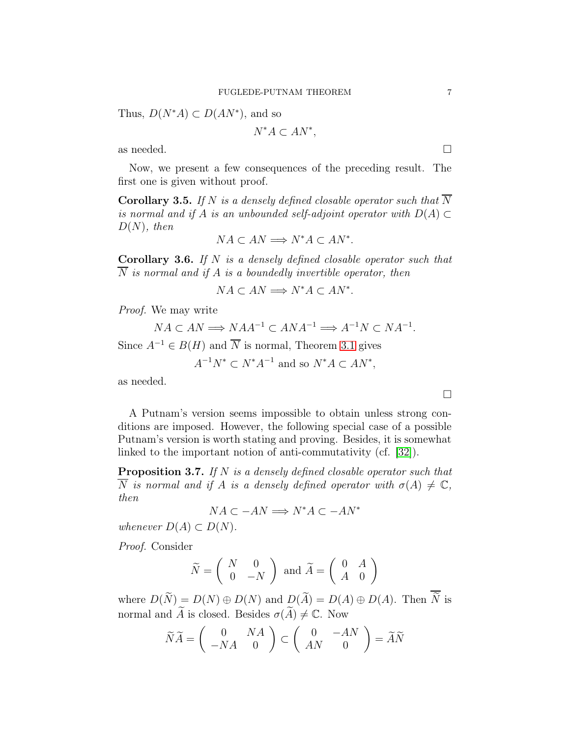Thus, $D(N^*A) \subset D(AN^*)$, and so

$$N^*A \subset AN^*,$$

as needed. □

Now, we present a few consequences of the preceding result. The first one is given without proof.

**Corollary 3.5.** *If $N$ is a densely defined closable operator such that $\overline{N}$ is normal and if $A$ is an unbounded self-adjoint operator with $D(A) \subset D(N)$, then*

$$NA \subset AN \Longrightarrow N^*A \subset AN^*.$$

**Corollary 3.6.** *If $N$ is a densely defined closable operator such that $\overline{N}$ is normal and if $A$ is a boundedly invertible operator, then*

$$NA \subset AN \Longrightarrow N^*A \subset AN^*.$$

*Proof.* We may write

$$NA \subset AN \Longrightarrow NAA^{-1} \subset ANA^{-1} \Longrightarrow A^{-1}N \subset NA^{-1}.$$

Since $A^{-1} \in B(H)$ and $\overline{N}$ is normal, Theorem 3.1 gives

$$A^{-1}N^* \subset N^*A^{-1} \text{ and so } N^*A \subset AN^*,$$

as needed.

□

A Putnam's version seems impossible to obtain unless strong conditions are imposed. However, the following special case of a possible Putnam's version is worth stating and proving. Besides, it is somewhat linked to the important notion of anti-commutativity (cf. [32]).

**Proposition 3.7.** *If $N$ is a densely defined closable operator such that $\overline{N}$ is normal and if $A$ is a densely defined operator with $\sigma(A) \neq \mathbb{C}$, then*

$$NA \subset -AN \Longrightarrow N^*A \subset -AN^*$$

*whenever $D(A) \subset D(N)$.*

*Proof.* Consider

$$\widetilde{N} = \begin{pmatrix} N & 0 \\ 0 & -N \end{pmatrix} \text{ and } \widetilde{A} = \begin{pmatrix} 0 & A \\ A & 0 \end{pmatrix}$$

where $D(\widetilde{N}) = D(N) \oplus D(N)$ and $D(\widetilde{A}) = D(A) \oplus D(A)$. Then $\overline{\widetilde{N}}$ is normal and $\widetilde{A}$ is closed. Besides $\sigma(\widetilde{A}) \neq \mathbb{C}$. Now

$$\widetilde{N}\widetilde{A} = \begin{pmatrix} 0 & NA \\ -NA & 0 \end{pmatrix} \subset \begin{pmatrix} 0 & -AN \\ AN & 0 \end{pmatrix} = \widetilde{A}\widetilde{N}$$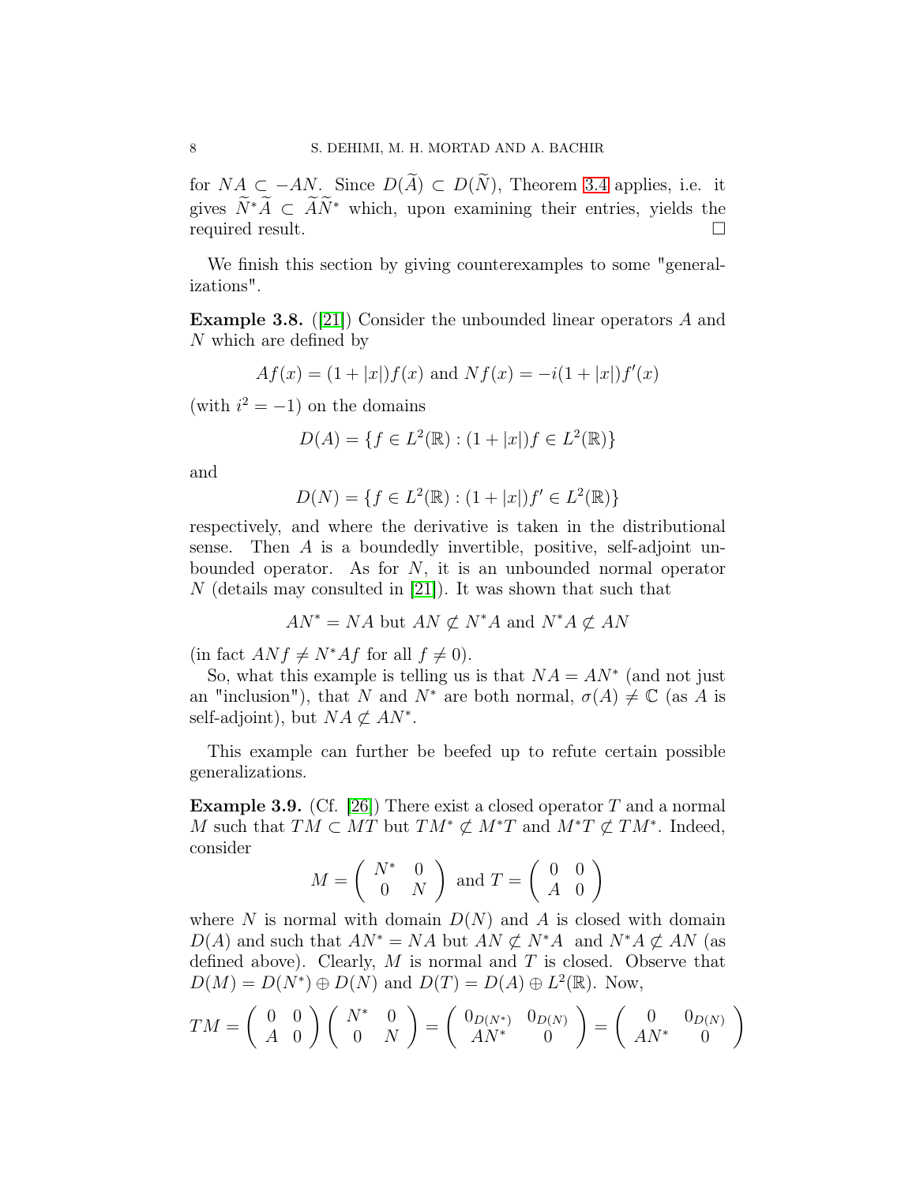for $NA \subset -AN$. Since $D(\widetilde{A}) \subset D(\widetilde{N})$, Theorem 3.4 applies, i.e. it gives $\widetilde{N}^*\widetilde{A} \subset \widetilde{A}\widetilde{N}^*$ which, upon examining their entries, yields the required result. □

We finish this section by giving counterexamples to some "generalizations".

**Example 3.8.** ([21]) Consider the unbounded linear operators $A$ and $N$ which are defined by

$$Af(x) = (1+|x|)f(x) \text{ and } Nf(x) = -i(1+|x|)f'(x)$$

(with $i^2 = -1$) on the domains

$$D(A) = \{f \in L^2(\mathbb{R}) : (1+|x|)f \in L^2(\mathbb{R})\}$$

and

$$D(N) = \{f \in L^2(\mathbb{R}) : (1+|x|)f' \in L^2(\mathbb{R})\}$$

respectively, and where the derivative is taken in the distributional sense. Then $A$ is a boundedly invertible, positive, self-adjoint unbounded operator. As for $N$, it is an unbounded normal operator $N$ (details may consulted in [21]). It was shown that such that

$$AN^* = NA \text{ but } AN \not\subset N^*A \text{ and } N^*A \not\subset AN$$

(in fact $ANf \neq N^*Af$ for all $f \neq 0$).

So, what this example is telling us is that $NA = AN^*$ (and not just an "inclusion"), that $N$ and $N^*$ are both normal, $\sigma(A) \neq \mathbb{C}$ (as $A$ is self-adjoint), but $NA \not\subset AN^*$.

This example can further be beefed up to refute certain possible generalizations.

**Example 3.9.** (Cf. [26]) There exist a closed operator $T$ and a normal $M$ such that $TM \subset MT$ but $TM^* \not\subset M^*T$ and $M^*T \not\subset TM^*$. Indeed, consider

$$M = \begin{pmatrix} N^* & 0 \\ 0 & N \end{pmatrix} \text{ and } T = \begin{pmatrix} 0 & 0 \\ A & 0 \end{pmatrix}$$

where $N$ is normal with domain $D(N)$ and $A$ is closed with domain $D(A)$ and such that $AN^* = NA$ but $AN \not\subset N^*A$ and $N^*A \not\subset AN$ (as defined above). Clearly, $M$ is normal and $T$ is closed. Observe that $D(M) = D(N^*) \oplus D(N)$ and $D(T) = D(A) \oplus L^2(\mathbb{R})$. Now,

$$TM = \begin{pmatrix} 0 & 0 \\ A & 0 \end{pmatrix}\begin{pmatrix} N^* & 0 \\ 0 & N \end{pmatrix} = \begin{pmatrix} 0_{D(N^*)} & 0_{D(N)} \\ AN^* & 0 \end{pmatrix} = \begin{pmatrix} 0 & 0_{D(N)} \\ AN^* & 0 \end{pmatrix}$$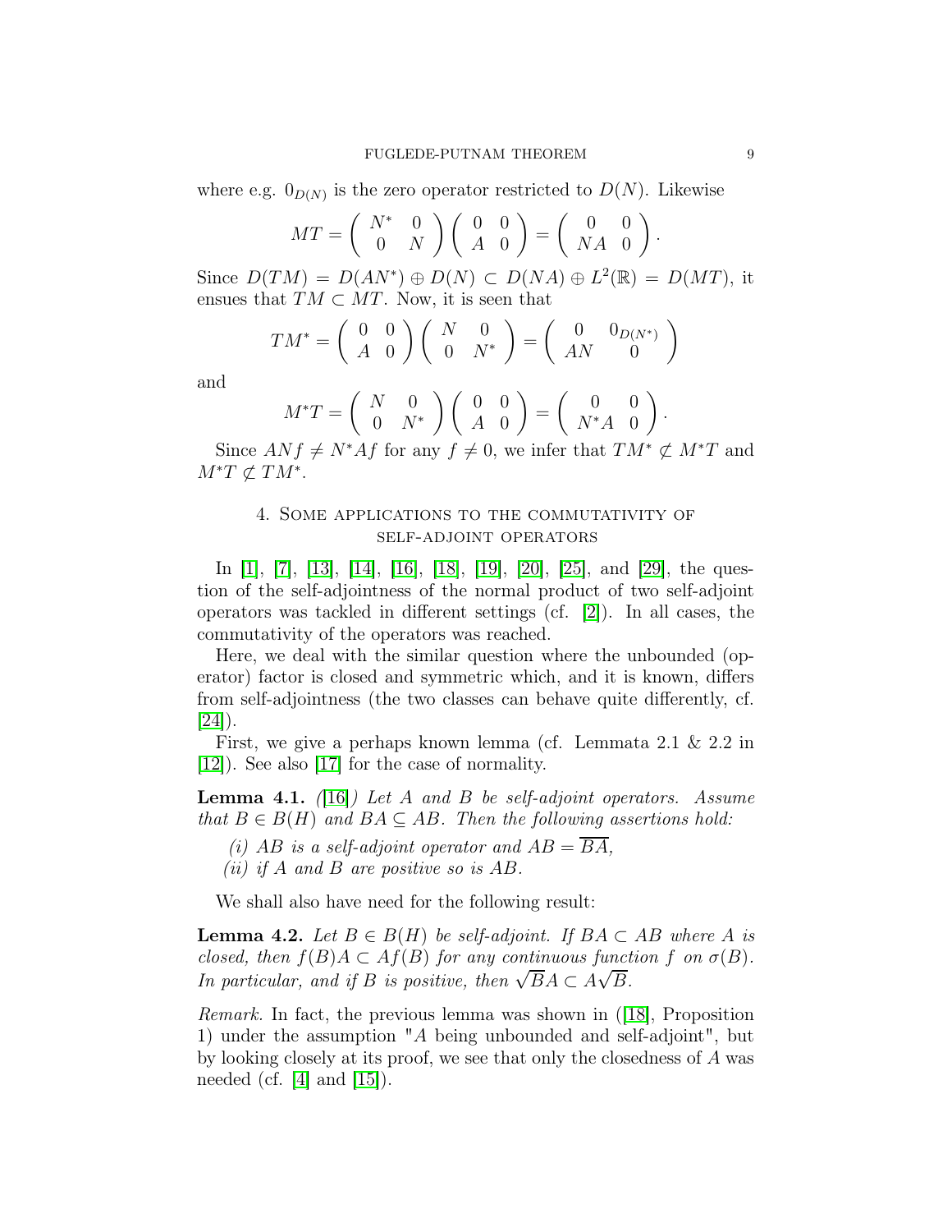where e.g. $0_{D(N)}$ is the zero operator restricted to $D(N)$. Likewise

$$MT = \begin{pmatrix} N^* & 0 \\ 0 & N \end{pmatrix} \begin{pmatrix} 0 & 0 \\ A & 0 \end{pmatrix} = \begin{pmatrix} 0 & 0 \\ NA & 0 \end{pmatrix}.$$

Since $D(TM) = D(AN^*) \oplus D(N) \subset D(NA) \oplus L^2(\mathbb{R}) = D(MT)$, it ensues that $TM \subset MT$. Now, it is seen that

$$TM^* = \begin{pmatrix} 0 & 0 \\ A & 0 \end{pmatrix} \begin{pmatrix} N & 0 \\ 0 & N^* \end{pmatrix} = \begin{pmatrix} 0 & 0_{D(N^*)} \\ AN & 0 \end{pmatrix}$$

and

$$M^*T = \begin{pmatrix} N & 0 \\ 0 & N^* \end{pmatrix} \begin{pmatrix} 0 & 0 \\ A & 0 \end{pmatrix} = \begin{pmatrix} 0 & 0 \\ N^*A & 0 \end{pmatrix}.$$

Since $ANf \neq N^*Af$ for any $f \neq 0$, we infer that $TM^* \not\subset M^*T$ and $M^*T \not\subset TM^*$.

## 4. Some applications to the commutativity of self-adjoint operators

In [1], [7], [13], [14], [16], [18], [19], [20], [25], and [29], the question of the self-adjointness of the normal product of two self-adjoint operators was tackled in different settings (cf. [2]). In all cases, the commutativity of the operators was reached.

Here, we deal with the similar question where the unbounded (operator) factor is closed and symmetric which, and it is known, differs from self-adjointness (the two classes can behave quite differently, cf. [24]).

First, we give a perhaps known lemma (cf. Lemmata 2.1 & 2.2 in [12]). See also [17] for the case of normality.

**Lemma 4.1.** *([16]) Let $A$ and $B$ be self-adjoint operators. Assume that $B \in B(H)$ and $BA \subseteq AB$. Then the following assertions hold:*

*(i) $AB$ is a self-adjoint operator and $AB = \overline{BA}$,*

*(ii) if $A$ and $B$ are positive so is $AB$.*

We shall also have need for the following result:

**Lemma 4.2.** *Let $B \in B(H)$ be self-adjoint. If $BA \subset AB$ where $A$ is closed, then $f(B)A \subset Af(B)$ for any continuous function $f$ on $\sigma(B)$. In particular, and if $B$ is positive, then $\sqrt{B}A \subset A\sqrt{B}$.*

*Remark.* In fact, the previous lemma was shown in ([18], Proposition 1) under the assumption "$A$ being unbounded and self-adjoint", but by looking closely at its proof, we see that only the closedness of $A$ was needed (cf. [4] and [15]).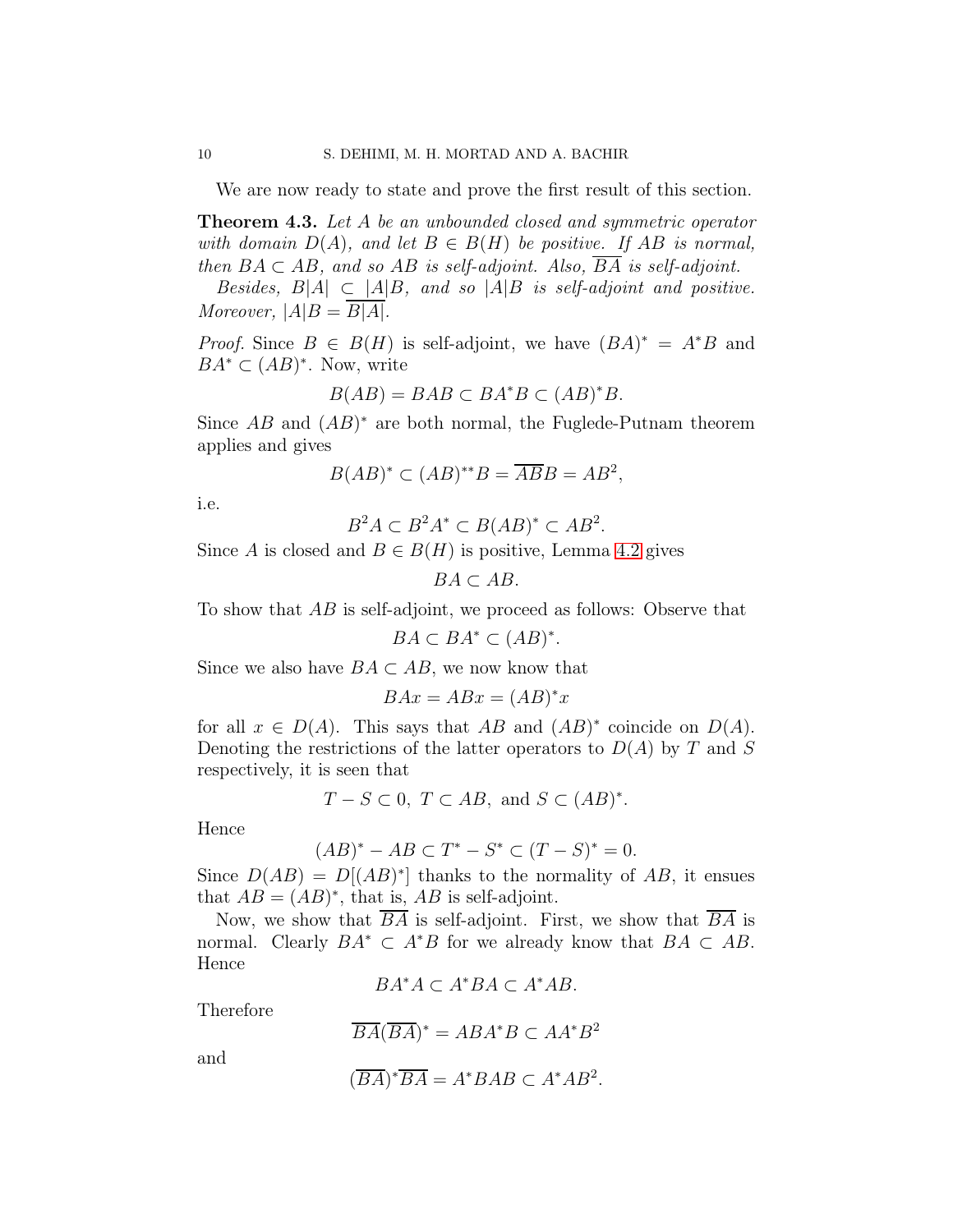We are now ready to state and prove the first result of this section.

**Theorem 4.3.** *Let $A$ be an unbounded closed and symmetric operator with domain $D(A)$, and let $B \in B(H)$ be positive. If $AB$ is normal, then $BA \subset AB$, and so $AB$ is self-adjoint. Also, $\overline{BA}$ is self-adjoint.*

*Besides, $B|A| \subset |A|B$, and so $|A|B$ is self-adjoint and positive. Moreover, $|A|B = \overline{B|A|}$.*

*Proof.* Since $B \in B(H)$ is self-adjoint, we have $(BA)^* = A^*B$ and $BA^* \subset (AB)^*$. Now, write

$$B(AB) = BAB \subset BA^*B \subset (AB)^*B.$$

Since $AB$ and $(AB)^*$ are both normal, the Fuglede-Putnam theorem applies and gives

$$B(AB)^* \subset (AB)^{**}B = \overline{AB}B = AB^2,$$

i.e.

$$B^2A \subset B^2A^* \subset B(AB)^* \subset AB^2.$$

Since $A$ is closed and $B \in B(H)$ is positive, Lemma 4.2 gives

$$BA \subset AB.$$

To show that $AB$ is self-adjoint, we proceed as follows: Observe that

$$BA \subset BA^* \subset (AB)^*.$$

Since we also have $BA \subset AB$, we now know that

$$BAx = ABx = (AB)^*x$$

for all $x \in D(A)$. This says that $AB$ and $(AB)^*$ coincide on $D(A)$. Denoting the restrictions of the latter operators to $D(A)$ by $T$ and $S$ respectively, it is seen that

$$T - S \subset 0, \ T \subset AB, \text{ and } S \subset (AB)^*.$$

Hence

$$(AB)^* - AB \subset T^* - S^* \subset (T - S)^* = 0.$$

Since $D(AB) = D[(AB)^*]$ thanks to the normality of $AB$, it ensues that $AB = (AB)^*$, that is, $AB$ is self-adjoint.

Now, we show that $\overline{BA}$ is self-adjoint. First, we show that $\overline{BA}$ is normal. Clearly $BA^* \subset A^*B$ for we already know that $BA \subset AB$. Hence

$$BA^*A \subset A^*BA \subset A^*AB.$$

Therefore

$$\overline{BA}(\overline{BA})^* = ABA^*B \subset AA^*B^2$$

and

$$(\overline{BA})^*\overline{BA} = A^*BAB \subset A^*AB^2.$$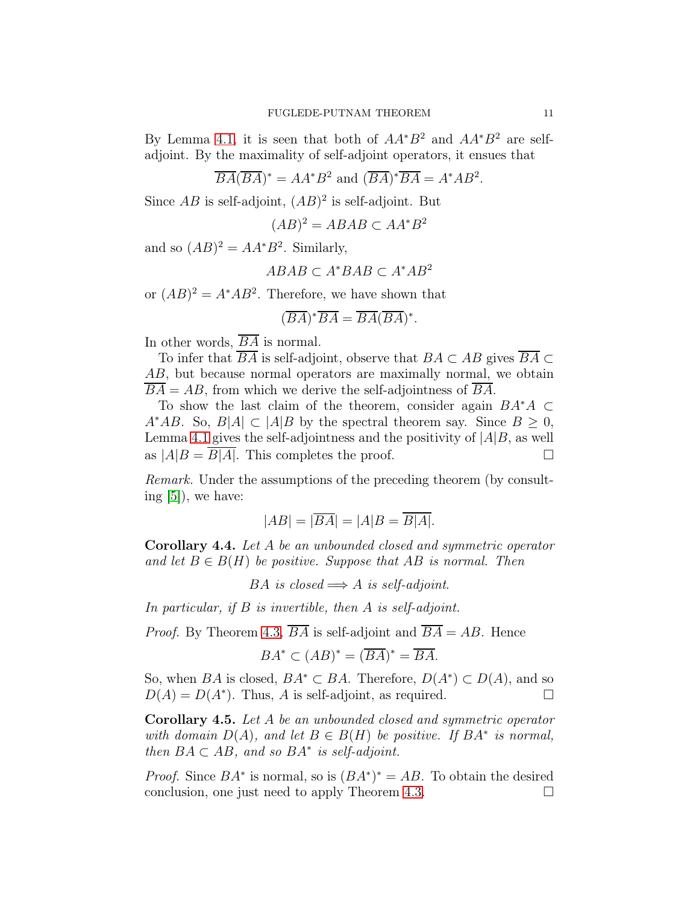By Lemma 4.1, it is seen that both of $AA^*B^2$ and $AA^*B^2$ are self-adjoint. By the maximality of self-adjoint operators, it ensues that

$$\overline{BA}(\overline{BA})^* = AA^*B^2 \text{ and } (\overline{BA})^*\overline{BA} = A^*AB^2.$$

Since $AB$ is self-adjoint, $(AB)^2$ is self-adjoint. But

$$(AB)^2 = ABAB \subset AA^*B^2$$

and so $(AB)^2 = AA^*B^2$. Similarly,

$$ABAB \subset A^*BAB \subset A^*AB^2$$

or $(AB)^2 = A^*AB^2$. Therefore, we have shown that

$$(\overline{BA})^*\overline{BA} = \overline{BA}(\overline{BA})^*.$$

In other words, $\overline{BA}$ is normal.

To infer that $\overline{BA}$ is self-adjoint, observe that $BA \subset AB$ gives $\overline{BA} \subset AB$, but because normal operators are maximally normal, we obtain $\overline{BA} = AB$, from which we derive the self-adjointness of $\overline{BA}$.

To show the last claim of the theorem, consider again $BA^*A \subset A^*AB$. So, $B|A| \subset |A|B$ by the spectral theorem say. Since $B \geq 0$, Lemma 4.1 gives the self-adjointness and the positivity of $|A|B$, as well as $|A|B = \overline{B|A|}$. This completes the proof. $\square$

*Remark.* Under the assumptions of the preceding theorem (by consulting [5]), we have:

$$|AB| = |\overline{BA}| = |A|B = \overline{B|A|}.$$

**Corollary 4.4.** *Let $A$ be an unbounded closed and symmetric operator and let $B \in B(H)$ be positive. Suppose that $AB$ is normal. Then*

$$BA \text{ is closed} \Longrightarrow A \text{ is self-adjoint.}$$

*In particular, if $B$ is invertible, then $A$ is self-adjoint.*

*Proof.* By Theorem 4.3, $\overline{BA}$ is self-adjoint and $\overline{BA} = AB$. Hence

$$BA^* \subset (AB)^* = (\overline{BA})^* = \overline{BA}.$$

So, when $BA$ is closed, $BA^* \subset BA$. Therefore, $D(A^*) \subset D(A)$, and so $D(A) = D(A^*)$. Thus, $A$ is self-adjoint, as required. $\square$

**Corollary 4.5.** *Let $A$ be an unbounded closed and symmetric operator with domain $D(A)$, and let $B \in B(H)$ be positive. If $BA^*$ is normal, then $BA \subset AB$, and so $BA^*$ is self-adjoint.*

*Proof.* Since $BA^*$ is normal, so is $(BA^*)^* = AB$. To obtain the desired conclusion, one just need to apply Theorem 4.3. $\square$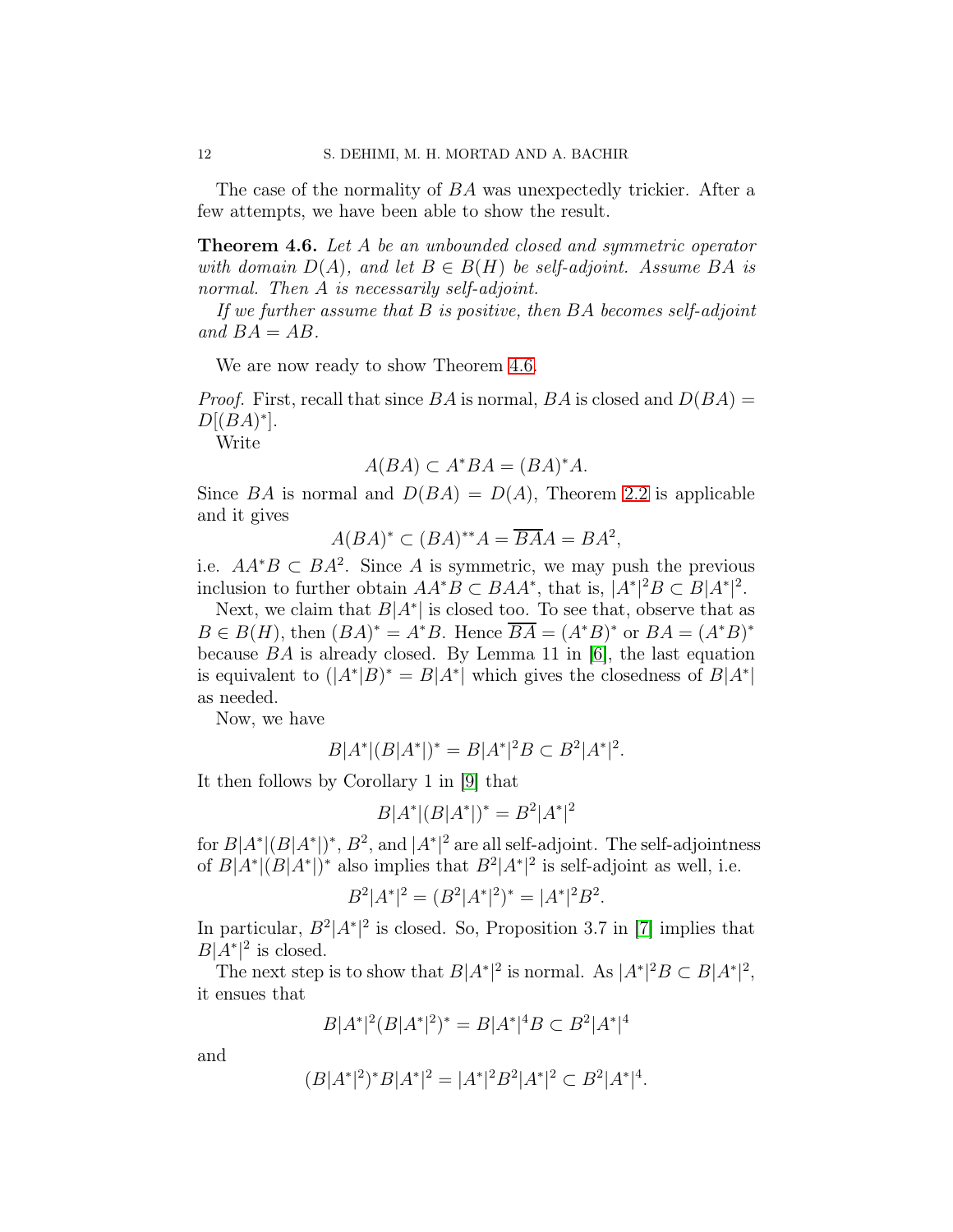The case of the normality of $BA$ was unexpectedly trickier. After a few attempts, we have been able to show the result.

**Theorem 4.6.** *Let $A$ be an unbounded closed and symmetric operator with domain $D(A)$, and let $B \in B(H)$ be self-adjoint. Assume $BA$ is normal. Then $A$ is necessarily self-adjoint.*

*If we further assume that $B$ is positive, then $BA$ becomes self-adjoint and $BA = AB$.*

We are now ready to show Theorem 4.6.

*Proof.* First, recall that since $BA$ is normal, $BA$ is closed and $D(BA) = D[(BA)^*]$.

Write

$$A(BA) \subset A^*BA = (BA)^*A.$$

Since $BA$ is normal and $D(BA) = D(A)$, Theorem 2.2 is applicable and it gives

$$A(BA)^* \subset (BA)^{**}A = \overline{BA}A = BA^2,$$

i.e. $AA^*B \subset BA^2$. Since $A$ is symmetric, we may push the previous inclusion to further obtain $AA^*B \subset BAA^*$, that is, $|A^*|^2B \subset B|A^*|^2$.

Next, we claim that $B|A^*|$ is closed too. To see that, observe that as $B \in B(H)$, then $(BA)^* = A^*B$. Hence $\overline{BA} = (A^*B)^*$ or $BA = (A^*B)^*$ because $BA$ is already closed. By Lemma 11 in [6], the last equation is equivalent to $(|A^*|B)^* = B|A^*|$ which gives the closedness of $B|A^*|$ as needed.

Now, we have

$$B|A^*|(B|A^*|)^* = B|A^*|^2B \subset B^2|A^*|^2.$$

It then follows by Corollary 1 in [9] that

$$B|A^*|(B|A^*|)^* = B^2|A^*|^2$$

for $B|A^*|(B|A^*|)^*$, $B^2$, and $|A^*|^2$ are all self-adjoint. The self-adjointness of $B|A^*|(B|A^*|)^*$ also implies that $B^2|A^*|^2$ is self-adjoint as well, i.e.

$$B^2|A^*|^2 = (B^2|A^*|^2)^* = |A^*|^2B^2.$$

In particular, $B^2|A^*|^2$ is closed. So, Proposition 3.7 in [7] implies that $B|A^*|^2$ is closed.

The next step is to show that $B|A^*|^2$ is normal. As $|A^*|^2B \subset B|A^*|^2$, it ensues that

$$B|A^*|^2(B|A^*|^2)^* = B|A^*|^4B \subset B^2|A^*|^4$$

and

$$(B|A^*|^2)^*B|A^*|^2 = |A^*|^2B^2|A^*|^2 \subset B^2|A^*|^4.$$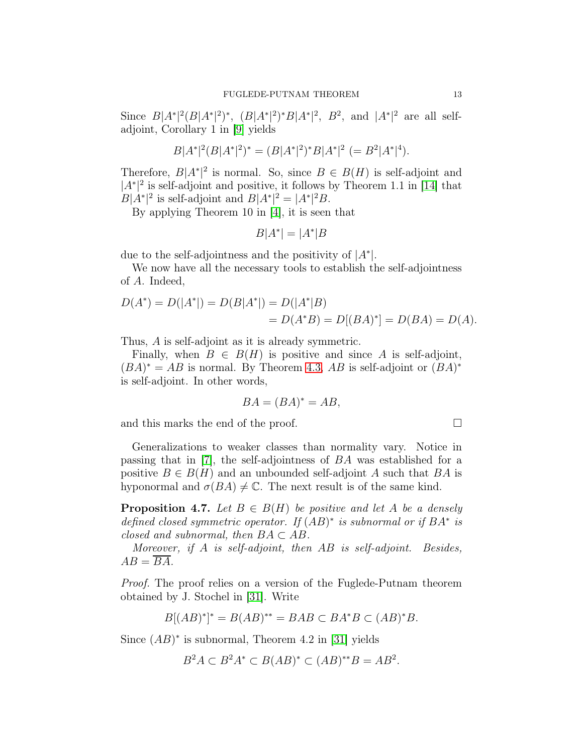Since $B|A^*|^2(B|A^*|^2)^*$, $(B|A^*|^2)^*B|A^*|^2$, $B^2$, and $|A^*|^2$ are all self-adjoint, Corollary 1 in [9] yields

$$B|A^*|^2(B|A^*|^2)^* = (B|A^*|^2)^*B|A^*|^2 \ (= B^2|A^*|^4).$$

Therefore, $B|A^*|^2$ is normal. So, since $B \in B(H)$ is self-adjoint and $|A^*|^2$ is self-adjoint and positive, it follows by Theorem 1.1 in [14] that $B|A^*|^2$ is self-adjoint and $B|A^*|^2 = |A^*|^2B$.

By applying Theorem 10 in [4], it is seen that

$$B|A^*| = |A^*|B$$

due to the self-adjointness and the positivity of $|A^*|$.

We now have all the necessary tools to establish the self-adjointness of $A$. Indeed,

$$\begin{aligned} D(A^*) = D(|A^*|) = D(B|A^*|) &= D(|A^*|B) \\ &= D(A^*B) = D[(BA)^*] = D(BA) = D(A). \end{aligned}$$

Thus, $A$ is self-adjoint as it is already symmetric.

Finally, when $B \in B(H)$ is positive and since $A$ is self-adjoint, $(BA)^* = AB$ is normal. By Theorem 4.3, $AB$ is self-adjoint or $(BA)^*$ is self-adjoint. In other words,

$$BA = (BA)^* = AB,$$

and this marks the end of the proof. □

Generalizations to weaker classes than normality vary. Notice in passing that in [7], the self-adjointness of $BA$ was established for a positive $B \in B(H)$ and an unbounded self-adjoint $A$ such that $BA$ is hyponormal and $\sigma(BA) \neq \mathbb{C}$. The next result is of the same kind.

**Proposition 4.7.** *Let $B \in B(H)$ be positive and let $A$ be a densely defined closed symmetric operator. If $(AB)^*$ is subnormal or if $BA^*$ is closed and subnormal, then $BA \subset AB$.*

*Moreover, if $A$ is self-adjoint, then $AB$ is self-adjoint. Besides, $AB = \overline{BA}$.*

*Proof.* The proof relies on a version of the Fuglede-Putnam theorem obtained by J. Stochel in [31]. Write

$$B[(AB)^*]^* = B(AB)^{**} = BAB \subset BA^*B \subset (AB)^*B.$$

Since $(AB)^*$ is subnormal, Theorem 4.2 in [31] yields

$$B^2A \subset B^2A^* \subset B(AB)^* \subset (AB)^{**}B = AB^2.$$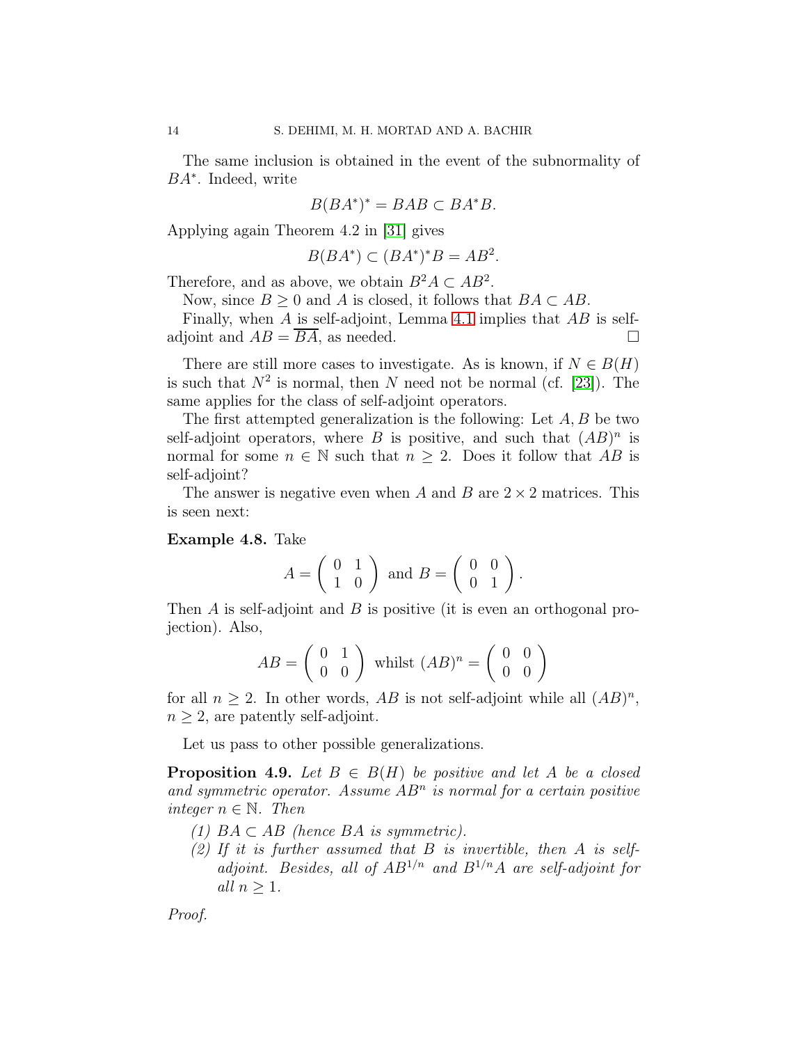The same inclusion is obtained in the event of the subnormality of $BA^*$. Indeed, write

$$B(BA^*)^* = BAB \subset BA^*B.$$

Applying again Theorem 4.2 in [31] gives

$$B(BA^*) \subset (BA^*)^*B = AB^2.$$

Therefore, and as above, we obtain $B^2A \subset AB^2$.

Now, since $B \geq 0$ and $A$ is closed, it follows that $BA \subset AB$.

Finally, when $A$ is self-adjoint, Lemma 4.1 implies that $AB$ is self-adjoint and $AB = \overline{BA}$, as needed. $\square$

There are still more cases to investigate. As is known, if $N \in B(H)$ is such that $N^2$ is normal, then $N$ need not be normal (cf. [23]). The same applies for the class of self-adjoint operators.

The first attempted generalization is the following: Let $A, B$ be two self-adjoint operators, where $B$ is positive, and such that $(AB)^n$ is normal for some $n \in \mathbb{N}$ such that $n \geq 2$. Does it follow that $AB$ is self-adjoint?

The answer is negative even when $A$ and $B$ are $2 \times 2$ matrices. This is seen next:

**Example 4.8.** Take

$$A = \begin{pmatrix} 0 & 1 \\ 1 & 0 \end{pmatrix} \text{ and } B = \begin{pmatrix} 0 & 0 \\ 0 & 1 \end{pmatrix}.$$

Then $A$ is self-adjoint and $B$ is positive (it is even an orthogonal projection). Also,

$$AB = \begin{pmatrix} 0 & 1 \\ 0 & 0 \end{pmatrix} \text{ whilst } (AB)^n = \begin{pmatrix} 0 & 0 \\ 0 & 0 \end{pmatrix}$$

for all $n \geq 2$. In other words, $AB$ is not self-adjoint while all $(AB)^n$, $n \geq 2$, are patently self-adjoint.

Let us pass to other possible generalizations.

**Proposition 4.9.** *Let $B \in B(H)$ be positive and let $A$ be a closed and symmetric operator. Assume $AB^n$ is normal for a certain positive integer $n \in \mathbb{N}$. Then*

1. *$BA \subset AB$ (hence $BA$ is symmetric).*
2. *If it is further assumed that $B$ is invertible, then $A$ is self-adjoint. Besides, all of $AB^{1/n}$ and $B^{1/n}A$ are self-adjoint for all $n \geq 1$.*

*Proof.*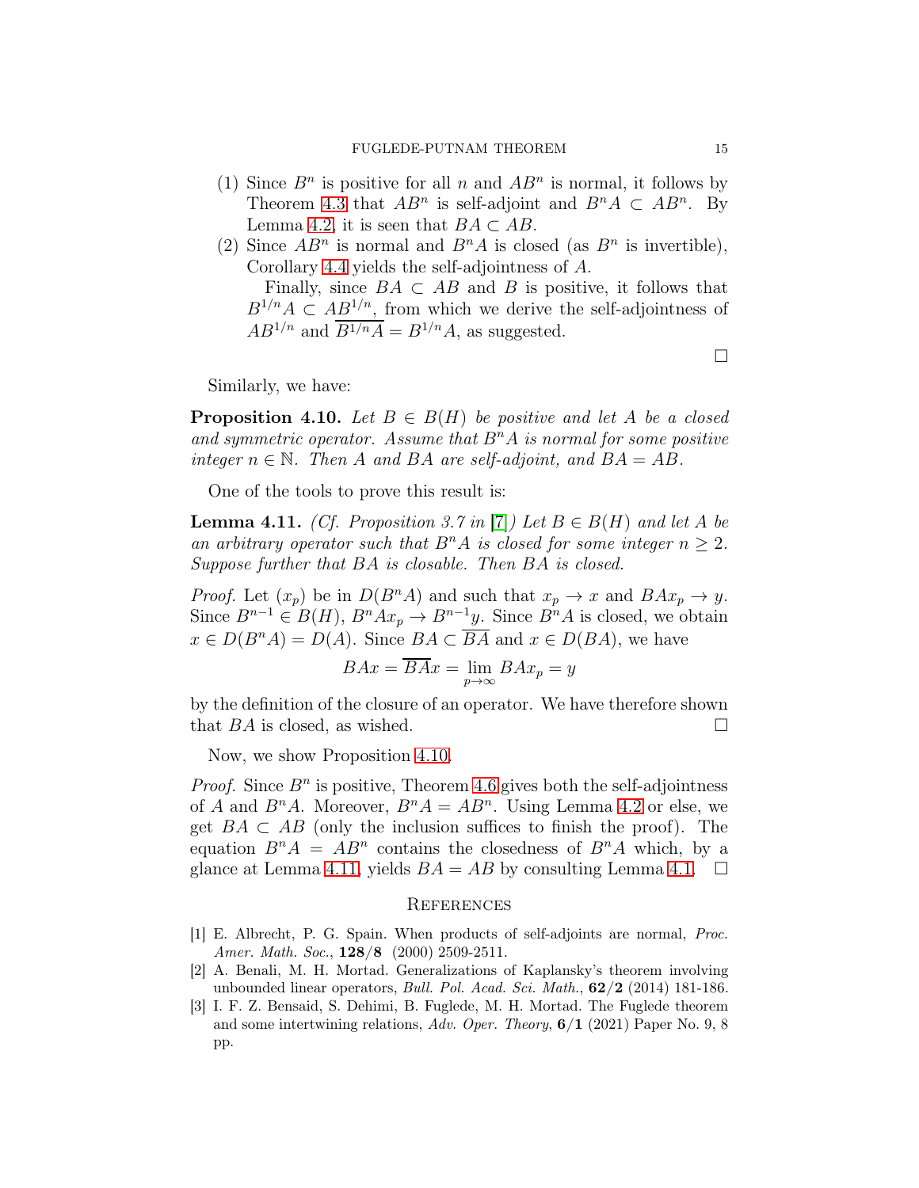(1) Since $B^n$ is positive for all $n$ and $AB^n$ is normal, it follows by Theorem 4.3 that $AB^n$ is self-adjoint and $B^nA \subset AB^n$. By Lemma 4.2, it is seen that $BA \subset AB$.

(2) Since $AB^n$ is normal and $B^nA$ is closed (as $B^n$ is invertible), Corollary 4.4 yields the self-adjointness of $A$.

   Finally, since $BA \subset AB$ and $B$ is positive, it follows that $B^{1/n}A \subset AB^{1/n}$, from which we derive the self-adjointness of $AB^{1/n}$ and $\overline{B^{1/n}A} = B^{1/n}A$, as suggested.

□

Similarly, we have:

**Proposition 4.10.** *Let $B \in B(H)$ be positive and let $A$ be a closed and symmetric operator. Assume that $B^nA$ is normal for some positive integer $n \in \mathbb{N}$. Then $A$ and $BA$ are self-adjoint, and $BA = AB$.*

One of the tools to prove this result is:

**Lemma 4.11.** *(Cf. Proposition 3.7 in [7]) Let $B \in B(H)$ and let $A$ be an arbitrary operator such that $B^nA$ is closed for some integer $n \geq 2$. Suppose further that $BA$ is closable. Then $BA$ is closed.*

*Proof.* Let $(x_p)$ be in $D(B^nA)$ and such that $x_p \to x$ and $BAx_p \to y$. Since $B^{n-1} \in B(H)$, $B^nAx_p \to B^{n-1}y$. Since $B^nA$ is closed, we obtain $x \in D(B^nA) = D(A)$. Since $BA \subset \overline{BA}$ and $x \in D(BA)$, we have

$$BAx = \overline{BA}x = \lim_{p\to\infty} BAx_p = y$$

by the definition of the closure of an operator. We have therefore shown that $BA$ is closed, as wished. □

Now, we show Proposition 4.10.

*Proof.* Since $B^n$ is positive, Theorem 4.6 gives both the self-adjointness of $A$ and $B^nA$. Moreover, $B^nA = AB^n$. Using Lemma 4.2 or else, we get $BA \subset AB$ (only the inclusion suffices to finish the proof). The equation $B^nA = AB^n$ contains the closedness of $B^nA$ which, by a glance at Lemma 4.11, yields $BA = AB$ by consulting Lemma 4.1. □

## References

[1] E. Albrecht, P. G. Spain. When products of self-adjoints are normal, *Proc. Amer. Math. Soc.*, **128/8** (2000) 2509-2511.

[2] A. Benali, M. H. Mortad. Generalizations of Kaplansky's theorem involving unbounded linear operators, *Bull. Pol. Acad. Sci. Math.*, **62/2** (2014) 181-186.

[3] I. F. Z. Bensaid, S. Dehimi, B. Fuglede, M. H. Mortad. The Fuglede theorem and some intertwining relations, *Adv. Oper. Theory*, **6/1** (2021) Paper No. 9, 8 pp.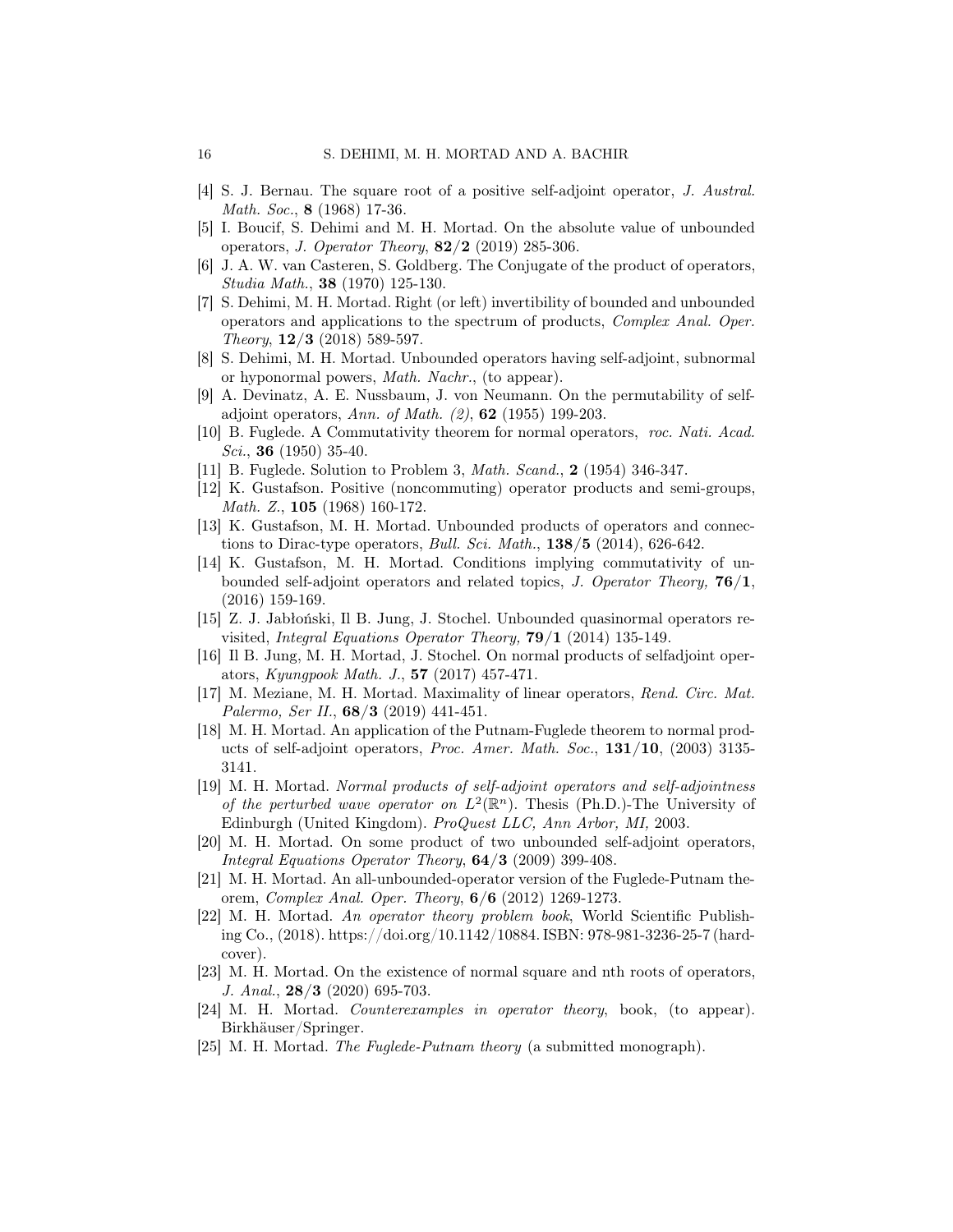[4] S. J. Bernau. The square root of a positive self-adjoint operator, *J. Austral. Math. Soc.*, **8** (1968) 17-36.

[5] I. Boucif, S. Dehimi and M. H. Mortad. On the absolute value of unbounded operators, *J. Operator Theory*, **82/2** (2019) 285-306.

[6] J. A. W. van Casteren, S. Goldberg. The Conjugate of the product of operators, *Studia Math.*, **38** (1970) 125-130.

[7] S. Dehimi, M. H. Mortad. Right (or left) invertibility of bounded and unbounded operators and applications to the spectrum of products, *Complex Anal. Oper. Theory*, **12/3** (2018) 589-597.

[8] S. Dehimi, M. H. Mortad. Unbounded operators having self-adjoint, subnormal or hyponormal powers, *Math. Nachr.*, (to appear).

[9] A. Devinatz, A. E. Nussbaum, J. von Neumann. On the permutability of self-adjoint operators, *Ann. of Math. (2)*, **62** (1955) 199-203.

[10] B. Fuglede. A Commutativity theorem for normal operators, *roc. Nati. Acad. Sci.*, **36** (1950) 35-40.

[11] B. Fuglede. Solution to Problem 3, *Math. Scand.*, **2** (1954) 346-347.

[12] K. Gustafson. Positive (noncommuting) operator products and semi-groups, *Math. Z.*, **105** (1968) 160-172.

[13] K. Gustafson, M. H. Mortad. Unbounded products of operators and connections to Dirac-type operators, *Bull. Sci. Math.*, **138/5** (2014), 626-642.

[14] K. Gustafson, M. H. Mortad. Conditions implying commutativity of unbounded self-adjoint operators and related topics, *J. Operator Theory,* **76/1**, (2016) 159-169.

[15] Z. J. Jabłoński, Il B. Jung, J. Stochel. Unbounded quasinormal operators revisited, *Integral Equations Operator Theory,* **79/1** (2014) 135-149.

[16] Il B. Jung, M. H. Mortad, J. Stochel. On normal products of selfadjoint operators, *Kyungpook Math. J.*, **57** (2017) 457-471.

[17] M. Meziane, M. H. Mortad. Maximality of linear operators, *Rend. Circ. Mat. Palermo, Ser II.*, **68/3** (2019) 441-451.

[18] M. H. Mortad. An application of the Putnam-Fuglede theorem to normal products of self-adjoint operators, *Proc. Amer. Math. Soc.*, **131/10**, (2003) 3135-3141.

[19] M. H. Mortad. *Normal products of self-adjoint operators and self-adjointness of the perturbed wave operator on $L^2(\mathbb{R}^n)$*. Thesis (Ph.D.)-The University of Edinburgh (United Kingdom). *ProQuest LLC, Ann Arbor, MI,* 2003.

[20] M. H. Mortad. On some product of two unbounded self-adjoint operators, *Integral Equations Operator Theory*, **64/3** (2009) 399-408.

[21] M. H. Mortad. An all-unbounded-operator version of the Fuglede-Putnam theorem, *Complex Anal. Oper. Theory*, **6/6** (2012) 1269-1273.

[22] M. H. Mortad. *An operator theory problem book*, World Scientific Publishing Co., (2018). https://doi.org/10.1142/10884. ISBN: 978-981-3236-25-7 (hardcover).

[23] M. H. Mortad. On the existence of normal square and nth roots of operators, *J. Anal.*, **28/3** (2020) 695-703.

[24] M. H. Mortad. *Counterexamples in operator theory*, book, (to appear). Birkhäuser/Springer.

[25] M. H. Mortad. *The Fuglede-Putnam theory* (a submitted monograph).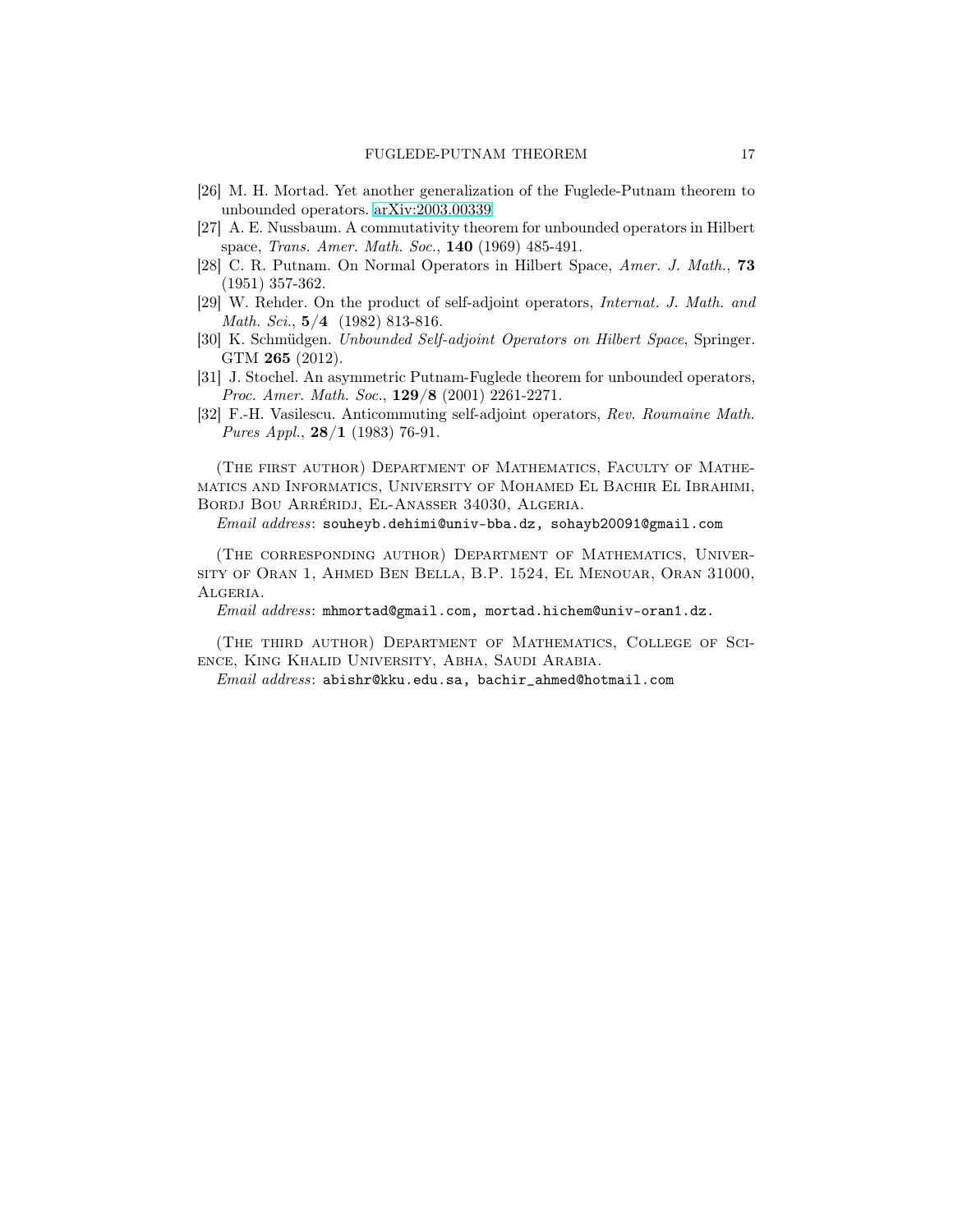[26] M. H. Mortad. Yet another generalization of the Fuglede-Putnam theorem to unbounded operators. arXiv:2003.00339

[27] A. E. Nussbaum. A commutativity theorem for unbounded operators in Hilbert space, *Trans. Amer. Math. Soc.*, **140** (1969) 485-491.

[28] C. R. Putnam. On Normal Operators in Hilbert Space, *Amer. J. Math.*, **73** (1951) 357-362.

[29] W. Rehder. On the product of self-adjoint operators, *Internat. J. Math. and Math. Sci.*, **5/4** (1982) 813-816.

[30] K. Schmüdgen. *Unbounded Self-adjoint Operators on Hilbert Space*, Springer. GTM **265** (2012).

[31] J. Stochel. An asymmetric Putnam-Fuglede theorem for unbounded operators, *Proc. Amer. Math. Soc.*, **129/8** (2001) 2261-2271.

[32] F.-H. Vasilescu. Anticommuting self-adjoint operators, *Rev. Roumaine Math. Pures Appl.*, **28/1** (1983) 76-91.

(The first author) Department of Mathematics, Faculty of Mathematics and Informatics, University of Mohamed El Bachir El Ibrahimi, Bordj Bou Arréridj, El-Anasser 34030, Algeria.

*Email address*: souheyb.dehimi@univ-bba.dz, sohayb20091@gmail.com

(The corresponding author) Department of Mathematics, University of Oran 1, Ahmed Ben Bella, B.P. 1524, El Menouar, Oran 31000, Algeria.

*Email address*: mhmortad@gmail.com, mortad.hichem@univ-oran1.dz.

(The third author) Department of Mathematics, College of Science, King Khalid University, Abha, Saudi Arabia.

*Email address*: abishr@kku.edu.sa, bachir_ahmed@hotmail.com